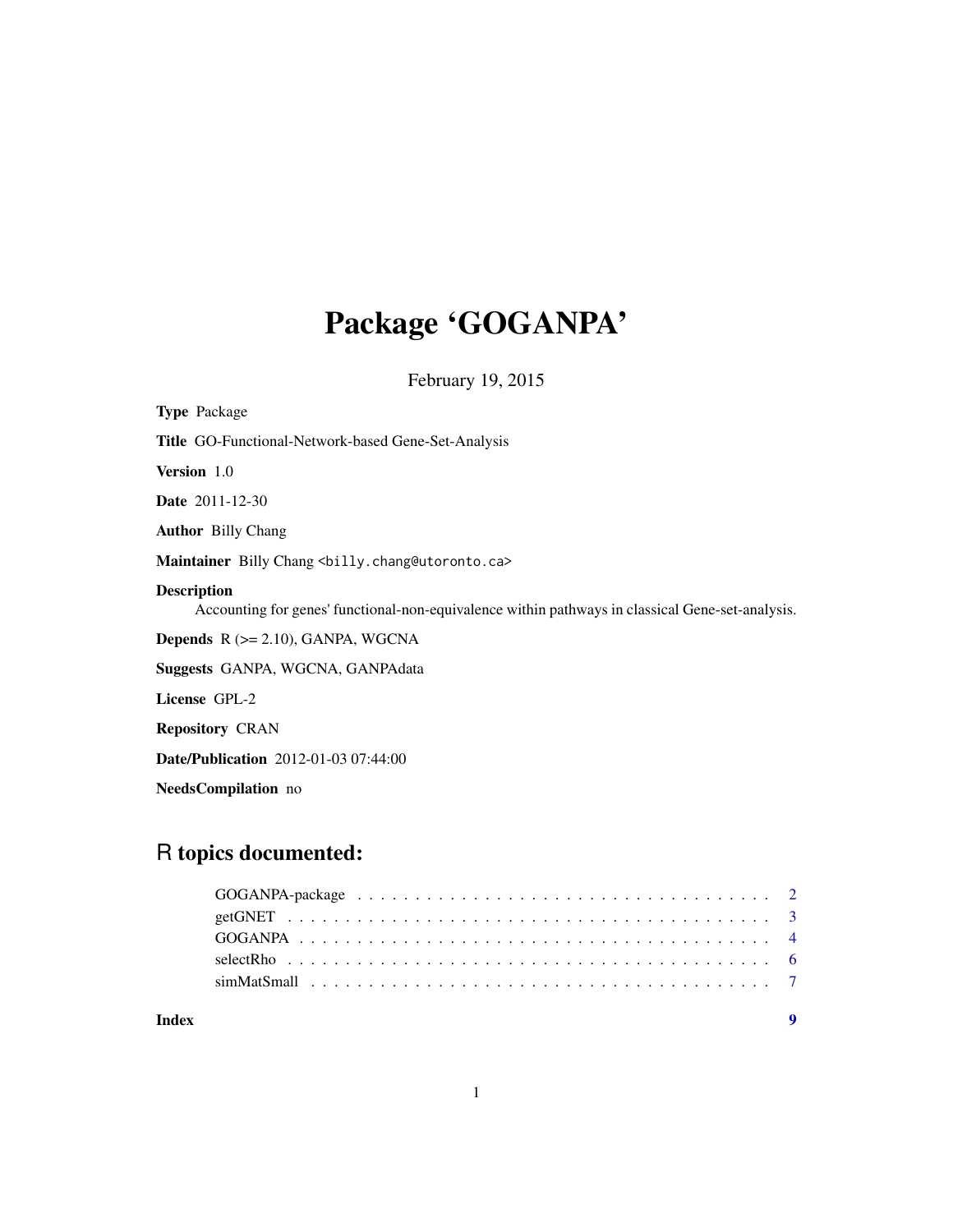# Package 'GOGANPA'

February 19, 2015

**Type** Package

**Title** GO-Functional-Network-based Gene-Set-Analysis

**Version** 1.0

**Date** 2011-12-30

**Author** Billy Chang

**Maintainer** Billy Chang <billy.chang@utoronto.ca>

**Description**
Accounting for genes' functional-non-equivalence within pathways in classical Gene-set-analysis.

**Depends** R (>= 2.10), GANPA, WGCNA

**Suggests** GANPA, WGCNA, GANPAdata

**License** GPL-2

**Repository** CRAN

**Date/Publication** 2012-01-03 07:44:00

**NeedsCompilation** no

## R topics documented:

- GOGANPA-package . . . . . . . . . . . . . . . . . . . . . . . . . . . . . . . . . . . . 2
- getGNET . . . . . . . . . . . . . . . . . . . . . . . . . . . . . . . . . . . . . . . . . 3
- GOGANPA . . . . . . . . . . . . . . . . . . . . . . . . . . . . . . . . . . . . . . . . 4
- selectRho . . . . . . . . . . . . . . . . . . . . . . . . . . . . . . . . . . . . . . . . 6
- simMatSmall . . . . . . . . . . . . . . . . . . . . . . . . . . . . . . . . . . . . . . . 7

**Index** 9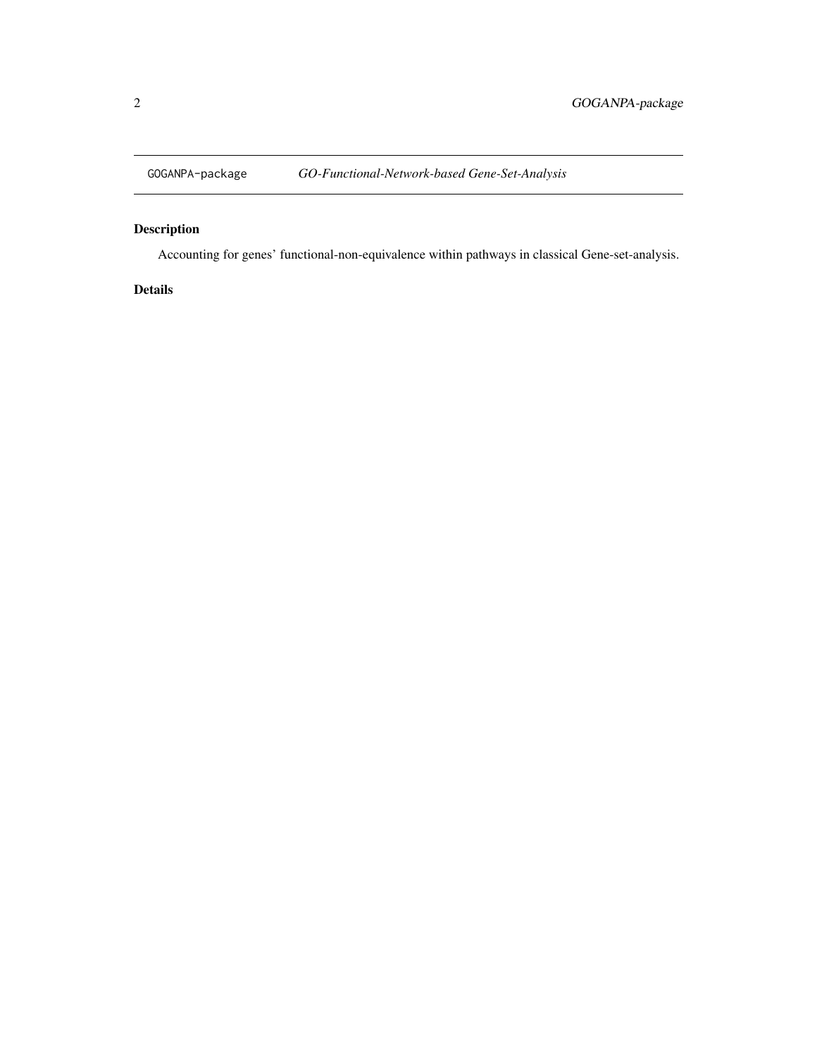GOGANPA-package    *GO-Functional-Network-based Gene-Set-Analysis*

## Description

Accounting for genes' functional-non-equivalence within pathways in classical Gene-set-analysis.

## Details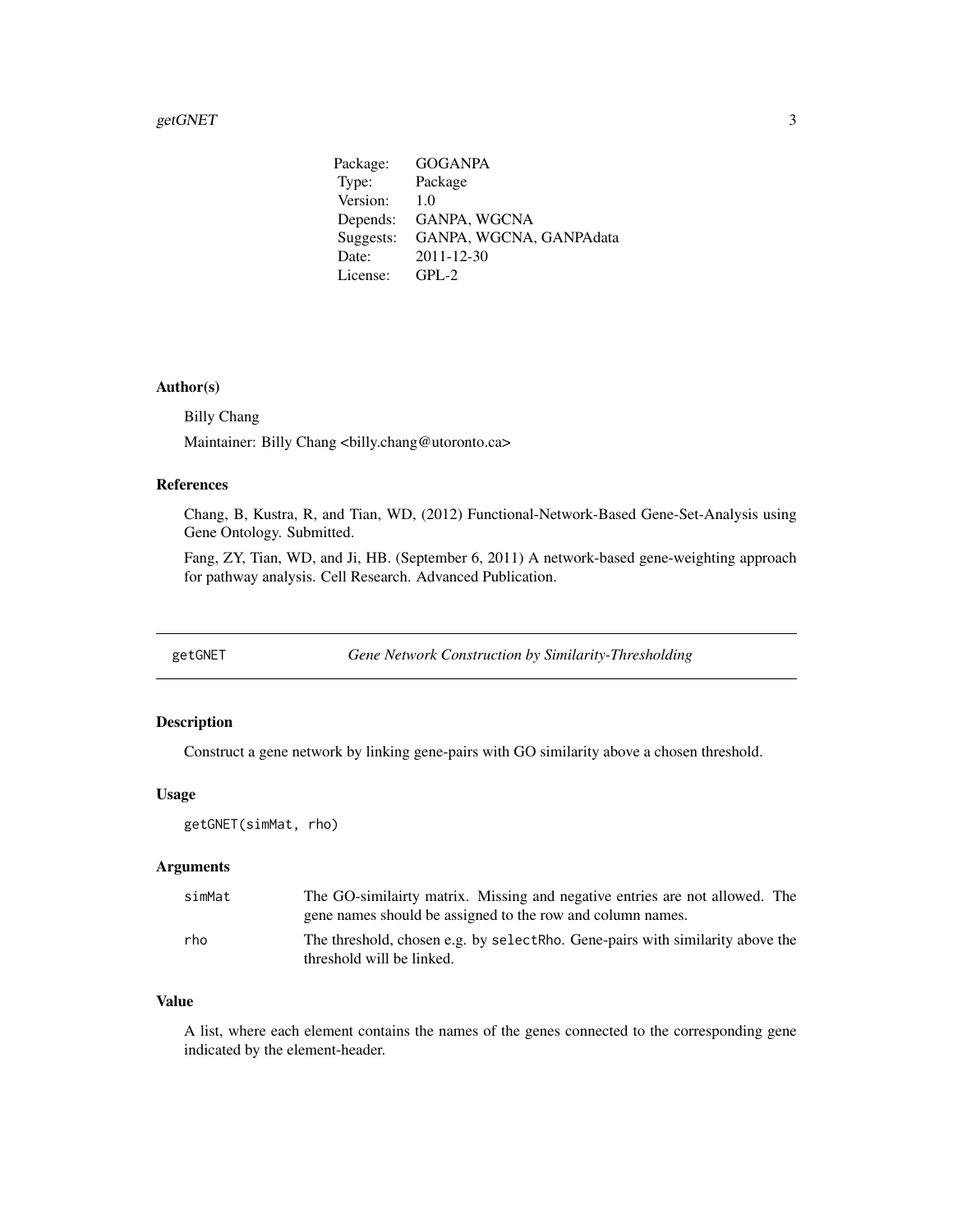| Package: | GOGANPA |
| --- | --- |
| Type: | Package |
| Version: | 1.0 |
| Depends: | GANPA, WGCNA |
| Suggests: | GANPA, WGCNA, GANPAdata |
| Date: | 2011-12-30 |
| License: | GPL-2 |

### Author(s)

Billy Chang

Maintainer: Billy Chang <billy.chang@utoronto.ca>

### References

Chang, B, Kustra, R, and Tian, WD, (2012) Functional-Network-Based Gene-Set-Analysis using Gene Ontology. Submitted.

Fang, ZY, Tian, WD, and Ji, HB. (September 6, 2011) A network-based gene-weighting approach for pathway analysis. Cell Research. Advanced Publication.

---

## getGNET *Gene Network Construction by Similarity-Thresholding*

---

### Description

Construct a gene network by linking gene-pairs with GO similarity above a chosen threshold.

### Usage

```
getGNET(simMat, rho)
```

### Arguments

| | |
| --- | --- |
| simMat | The GO-similairty matrix. Missing and negative entries are not allowed. The gene names should be assigned to the row and column names. |
| rho | The threshold, chosen e.g. by `selectRho`. Gene-pairs with similarity above the threshold will be linked. |

### Value

A list, where each element contains the names of the genes connected to the corresponding gene indicated by the element-header.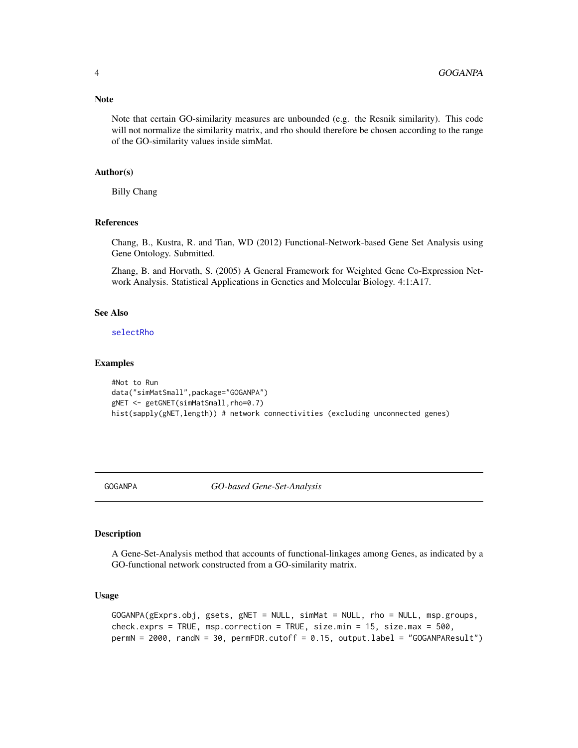### Note

Note that certain GO-similarity measures are unbounded (e.g. the Resnik similarity). This code will not normalize the similarity matrix, and rho should therefore be chosen according to the range of the GO-similarity values inside simMat.

### Author(s)

Billy Chang

### References

Chang, B., Kustra, R. and Tian, WD (2012) Functional-Network-based Gene Set Analysis using Gene Ontology. Submitted.

Zhang, B. and Horvath, S. (2005) A General Framework for Weighted Gene Co-Expression Network Analysis. Statistical Applications in Genetics and Molecular Biology. 4:1:A17.

### See Also

selectRho

### Examples

```
#Not to Run
data("simMatSmall",package="GOGANPA")
gNET <- getGNET(simMatSmall,rho=0.7)
hist(sapply(gNET,length)) # network connectivities (excluding unconnected genes)
```

---

## GOGANPA *GO-based Gene-Set-Analysis*

### Description

A Gene-Set-Analysis method that accounts of functional-linkages among Genes, as indicated by a GO-functional network constructed from a GO-similarity matrix.

### Usage

```
GOGANPA(gExprs.obj, gsets, gNET = NULL, simMat = NULL, rho = NULL, msp.groups,
check.exprs = TRUE, msp.correction = TRUE, size.min = 15, size.max = 500,
permN = 2000, randN = 30, permFDR.cutoff = 0.15, output.label = "GOGANPAResult")
```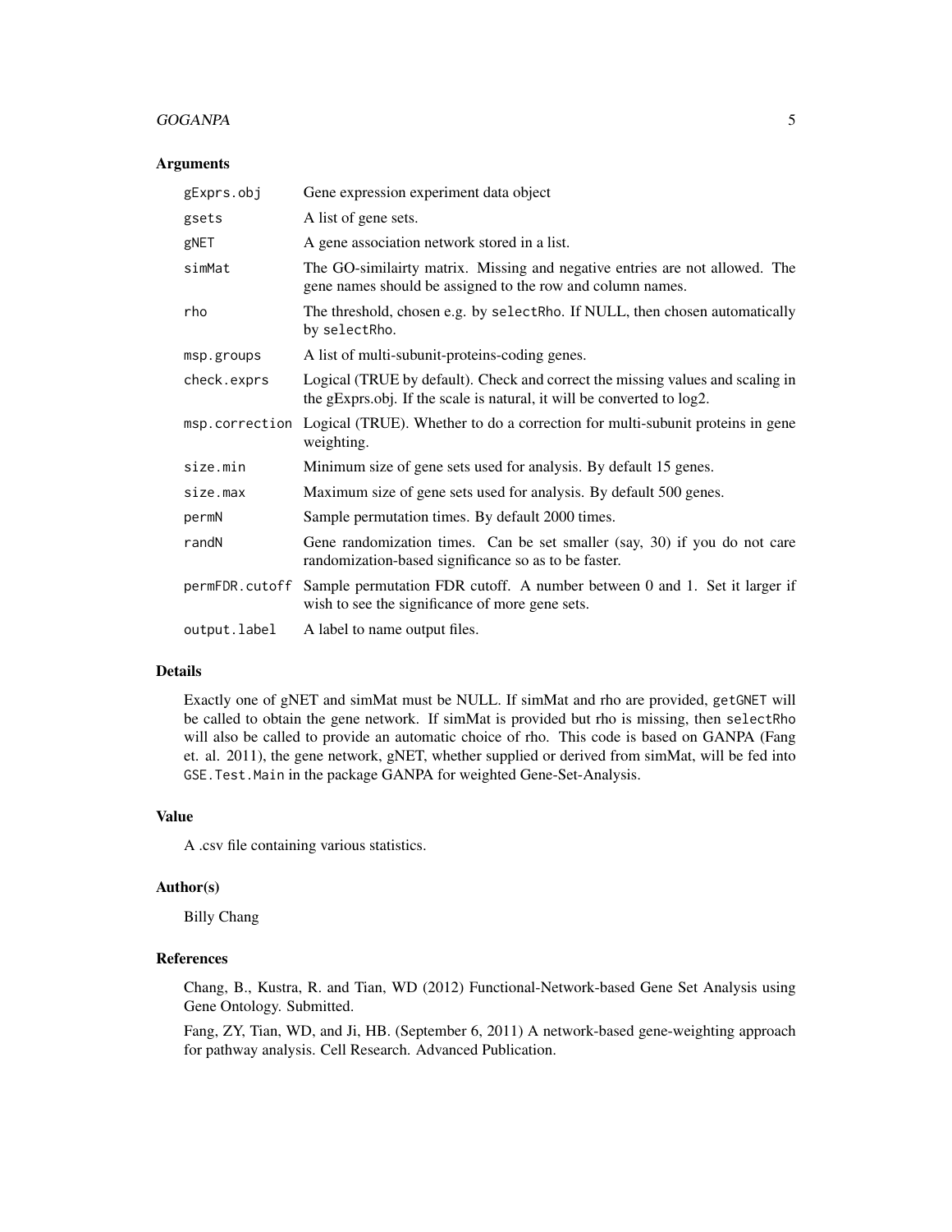### Arguments

| | |
|---|---|
| `gExprs.obj` | Gene expression experiment data object |
| `gsets` | A list of gene sets. |
| `gNET` | A gene association network stored in a list. |
| `simMat` | The GO-similairty matrix. Missing and negative entries are not allowed. The gene names should be assigned to the row and column names. |
| `rho` | The threshold, chosen e.g. by `selectRho`. If NULL, then chosen automatically by `selectRho`. |
| `msp.groups` | A list of multi-subunit-proteins-coding genes. |
| `check.exprs` | Logical (TRUE by default). Check and correct the missing values and scaling in the gExprs.obj. If the scale is natural, it will be converted to log2. |
| `msp.correction` | Logical (TRUE). Whether to do a correction for multi-subunit proteins in gene weighting. |
| `size.min` | Minimum size of gene sets used for analysis. By default 15 genes. |
| `size.max` | Maximum size of gene sets used for analysis. By default 500 genes. |
| `permN` | Sample permutation times. By default 2000 times. |
| `randN` | Gene randomization times. Can be set smaller (say, 30) if you do not care randomization-based significance so as to be faster. |
| `permFDR.cutoff` | Sample permutation FDR cutoff. A number between 0 and 1. Set it larger if wish to see the significance of more gene sets. |
| `output.label` | A label to name output files. |

### Details

Exactly one of gNET and simMat must be NULL. If simMat and rho are provided, `getGNET` will be called to obtain the gene network. If simMat is provided but rho is missing, then `selectRho` will also be called to provide an automatic choice of rho. This code is based on GANPA (Fang et. al. 2011), the gene network, gNET, whether supplied or derived from simMat, will be fed into `GSE.Test.Main` in the package GANPA for weighted Gene-Set-Analysis.

### Value

A .csv file containing various statistics.

### Author(s)

Billy Chang

### References

Chang, B., Kustra, R. and Tian, WD (2012) Functional-Network-based Gene Set Analysis using Gene Ontology. Submitted.

Fang, ZY, Tian, WD, and Ji, HB. (September 6, 2011) A network-based gene-weighting approach for pathway analysis. Cell Research. Advanced Publication.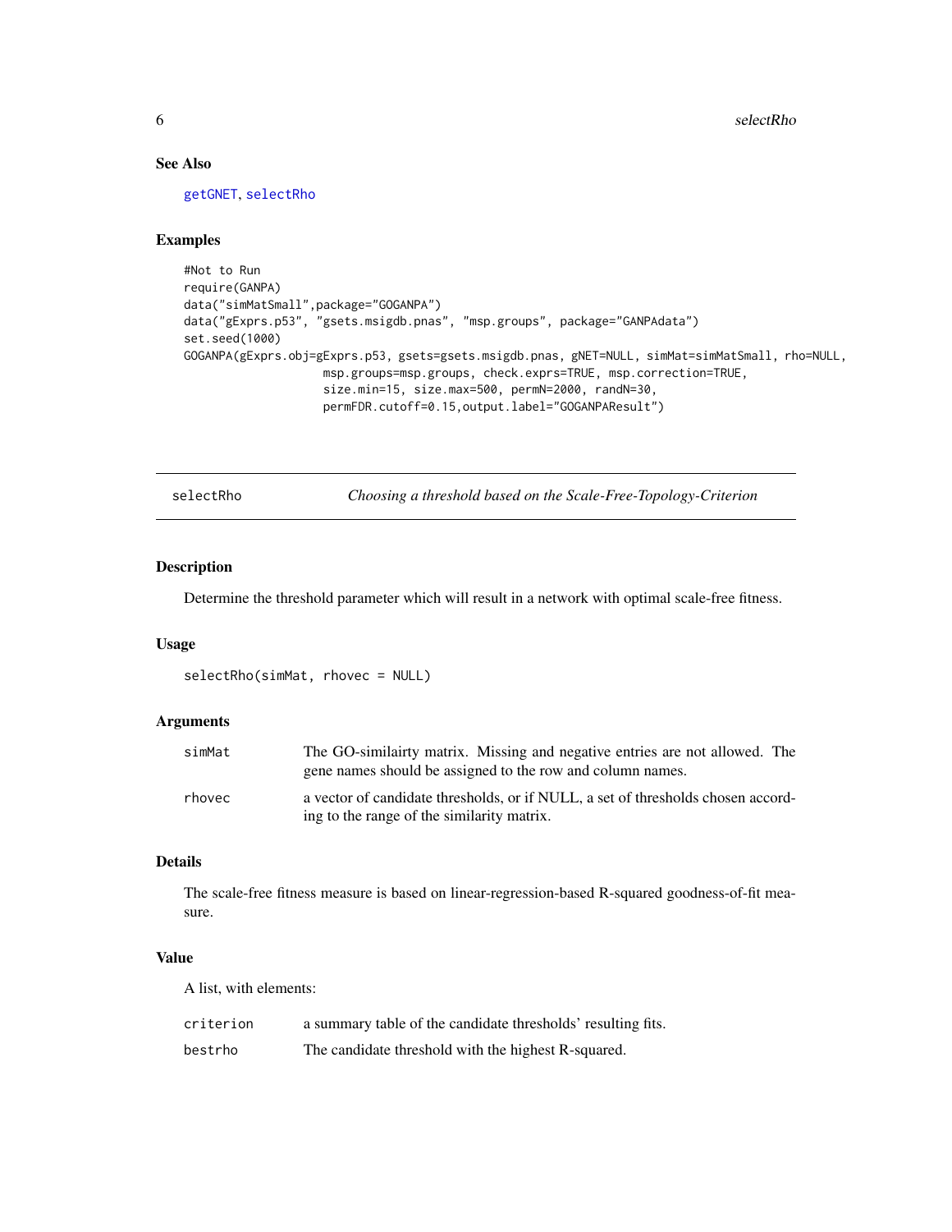### See Also

getGNET, selectRho

### Examples

```
#Not to Run
require(GANPA)
data("simMatSmall",package="GOGANPA")
data("gExprs.p53", "gsets.msigdb.pnas", "msp.groups", package="GANPAdata")
set.seed(1000)
GOGANPA(gExprs.obj=gExprs.p53, gsets=gsets.msigdb.pnas, gNET=NULL, simMat=simMatSmall, rho=NULL,
                    msp.groups=msp.groups, check.exprs=TRUE, msp.correction=TRUE,
                    size.min=15, size.max=500, permN=2000, randN=30,
                    permFDR.cutoff=0.15,output.label="GOGANPAResult")
```

---

## selectRho — *Choosing a threshold based on the Scale-Free-Topology-Criterion*

### Description

Determine the threshold parameter which will result in a network with optimal scale-free fitness.

### Usage

```
selectRho(simMat, rhovec = NULL)
```

### Arguments

| | |
|---|---|
| simMat | The GO-similairty matrix. Missing and negative entries are not allowed. The gene names should be assigned to the row and column names. |
| rhovec | a vector of candidate thresholds, or if NULL, a set of thresholds chosen according to the range of the similarity matrix. |

### Details

The scale-free fitness measure is based on linear-regression-based R-squared goodness-of-fit measure.

### Value

A list, with elements:

| | |
|---|---|
| criterion | a summary table of the candidate thresholds' resulting fits. |
| bestrho | The candidate threshold with the highest R-squared. |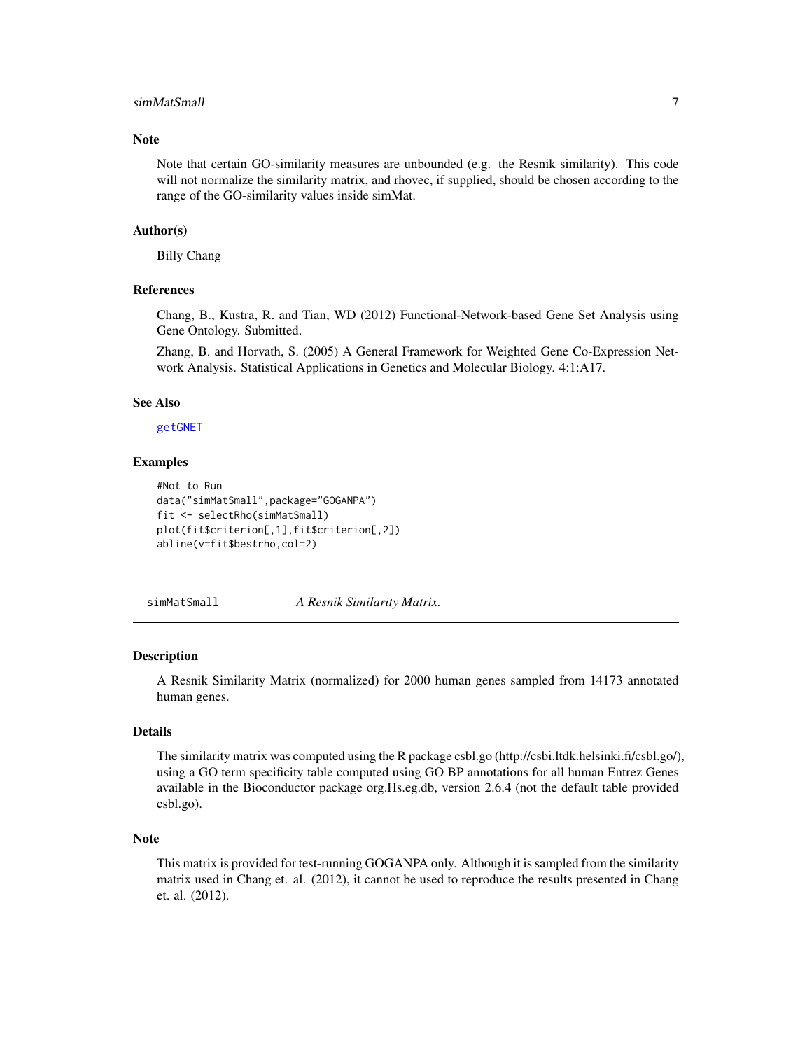### Note

Note that certain GO-similarity measures are unbounded (e.g. the Resnik similarity). This code will not normalize the similarity matrix, and rhovec, if supplied, should be chosen according to the range of the GO-similarity values inside simMat.

### Author(s)

Billy Chang

### References

Chang, B., Kustra, R. and Tian, WD (2012) Functional-Network-based Gene Set Analysis using Gene Ontology. Submitted.

Zhang, B. and Horvath, S. (2005) A General Framework for Weighted Gene Co-Expression Network Analysis. Statistical Applications in Genetics and Molecular Biology. 4:1:A17.

### See Also

getGNET

### Examples

```
#Not to Run
data("simMatSmall",package="GOGANPA")
fit <- selectRho(simMatSmall)
plot(fit$criterion[,1],fit$criterion[,2])
abline(v=fit$bestrho,col=2)
```

---

## simMatSmall &nbsp;&nbsp;&nbsp; *A Resnik Similarity Matrix.*

---

### Description

A Resnik Similarity Matrix (normalized) for 2000 human genes sampled from 14173 annotated human genes.

### Details

The similarity matrix was computed using the R package csbl.go (http://csbi.ltdk.helsinki.fi/csbl.go/), using a GO term specificity table computed using GO BP annotations for all human Entrez Genes available in the Bioconductor package org.Hs.eg.db, version 2.6.4 (not the default table provided csbl.go).

### Note

This matrix is provided for test-running GOGANPA only. Although it is sampled from the similarity matrix used in Chang et. al. (2012), it cannot be used to reproduce the results presented in Chang et. al. (2012).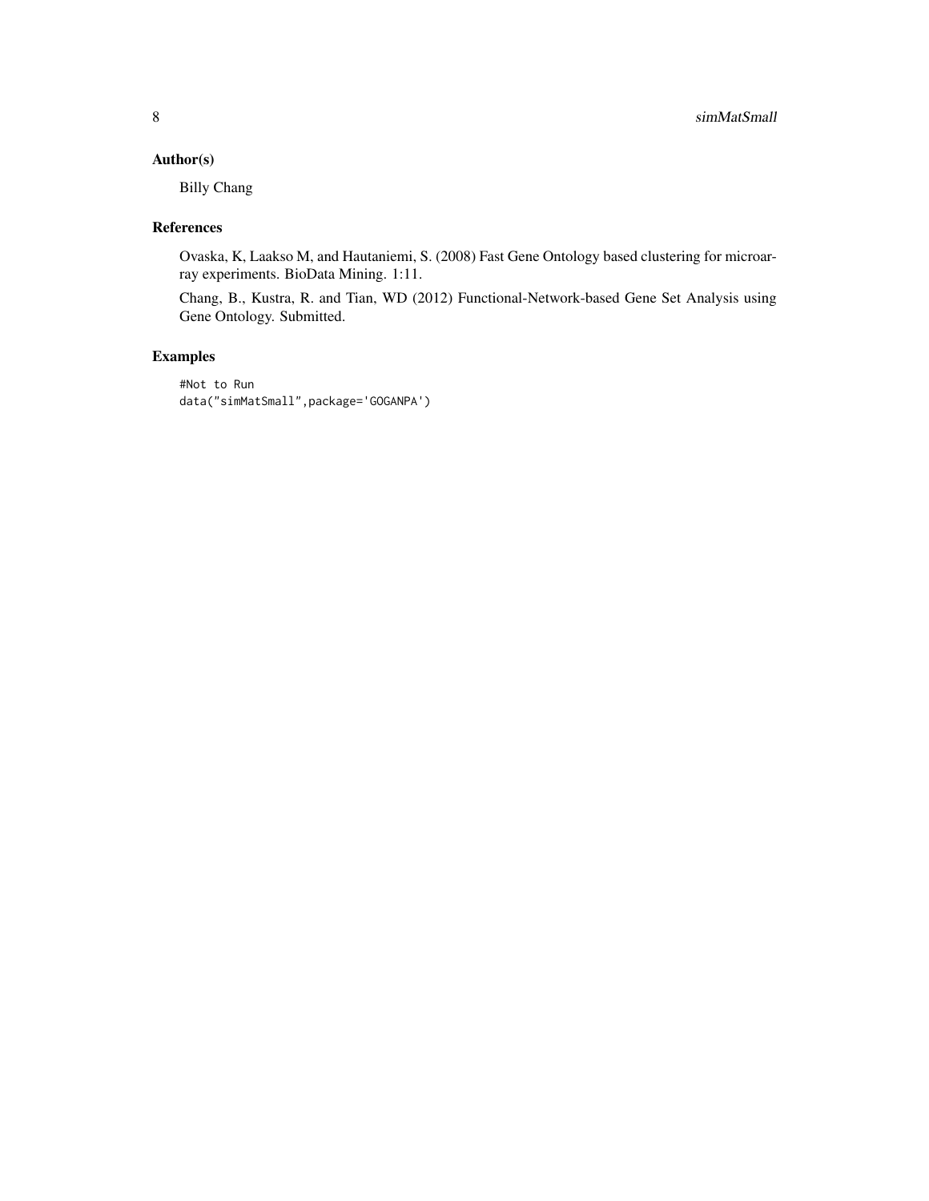## Author(s)

Billy Chang

## References

Ovaska, K, Laakso M, and Hautaniemi, S. (2008) Fast Gene Ontology based clustering for microarray experiments. BioData Mining. 1:11.

Chang, B., Kustra, R. and Tian, WD (2012) Functional-Network-based Gene Set Analysis using Gene Ontology. Submitted.

## Examples

```
#Not to Run
data("simMatSmall",package='GOGANPA')
```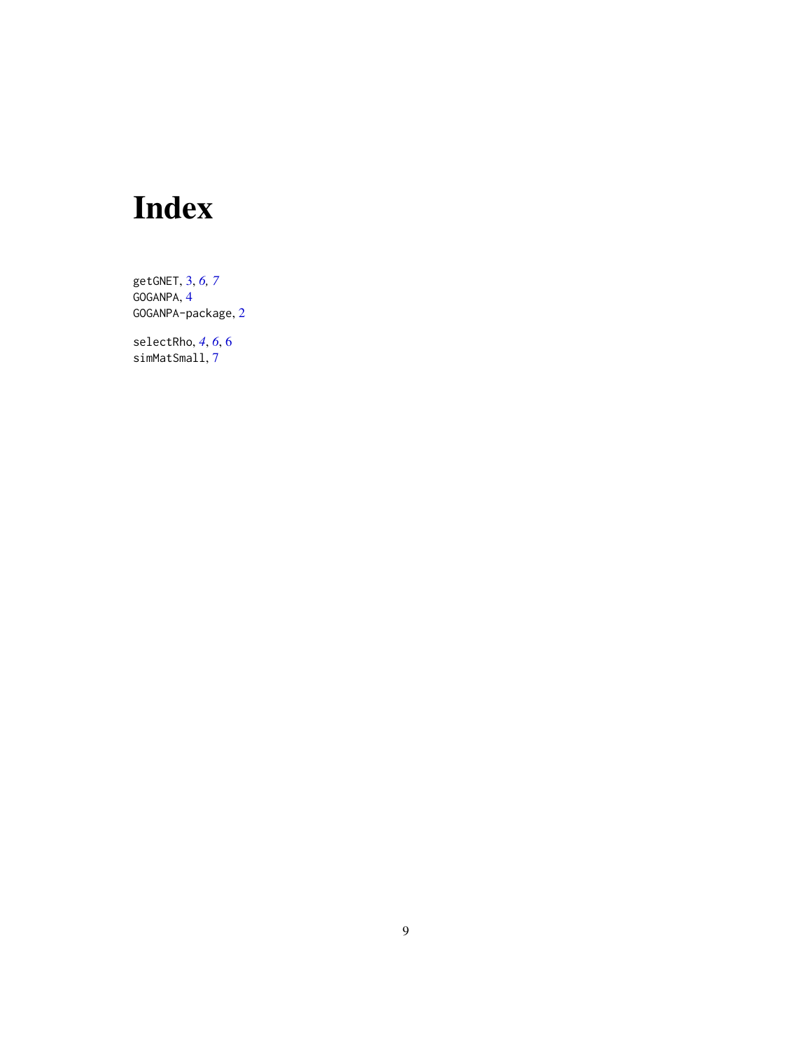# Index

getGNET, 3, *6, 7*
GOGANPA, 4
GOGANPA-package, 2

selectRho, *4*, *6*, 6
simMatSmall, 7